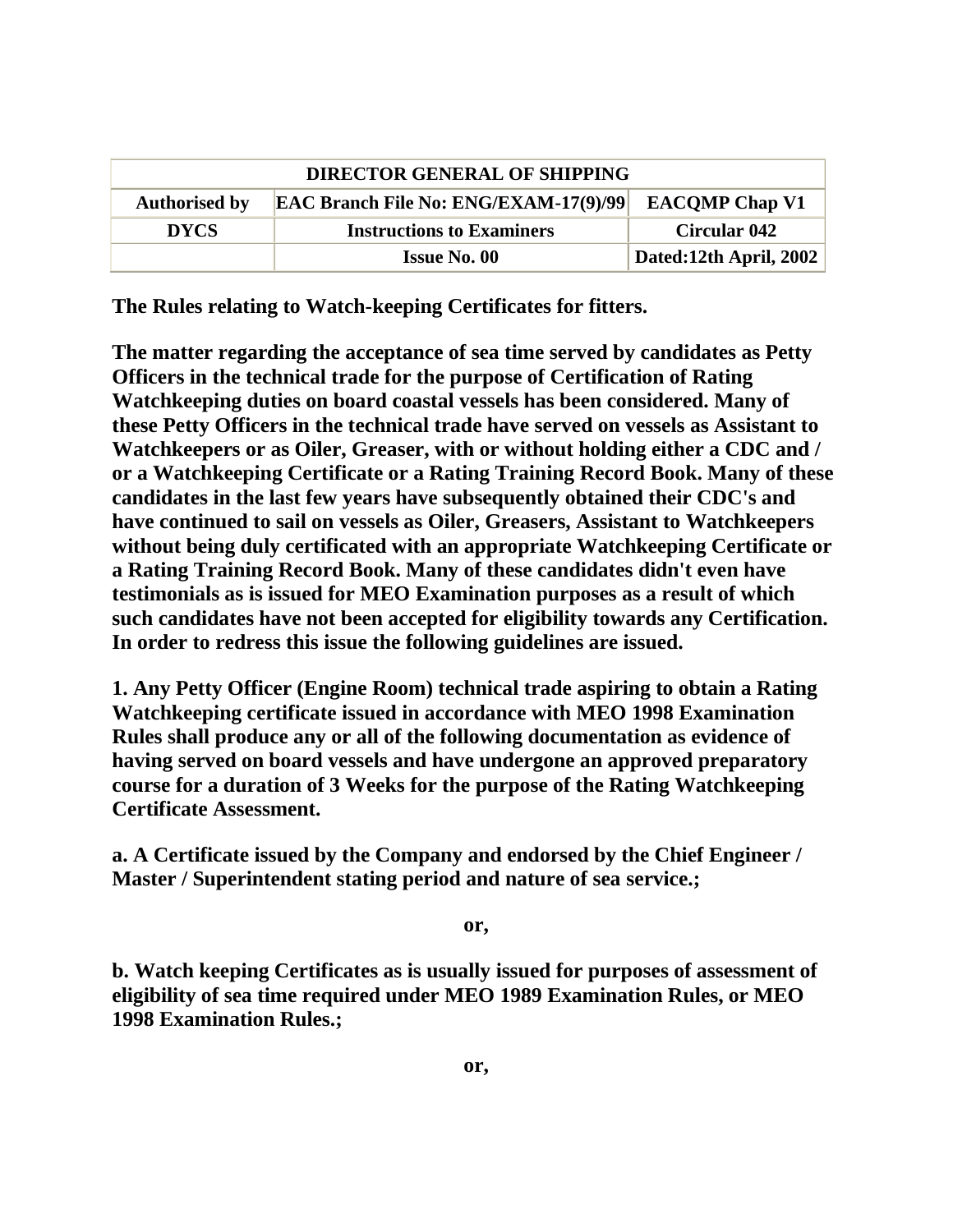| DIRECTOR GENERAL OF SHIPPING | | |
|---|---|---|
| **Authorised by** | **EAC Branch File No: ENG/EXAM-17(9)/99** | **EACQMP Chap V1** |
| **DYCS** | **Instructions to Examiners** | **Circular 042** |
| | **Issue No. 00** | **Dated:12th April, 2002** |

**The Rules relating to Watch-keeping Certificates for fitters.**

**The matter regarding the acceptance of sea time served by candidates as Petty Officers in the technical trade for the purpose of Certification of Rating Watchkeeping duties on board coastal vessels has been considered. Many of these Petty Officers in the technical trade have served on vessels as Assistant to Watchkeepers or as Oiler, Greaser, with or without holding either a CDC and / or a Watchkeeping Certificate or a Rating Training Record Book. Many of these candidates in the last few years have subsequently obtained their CDC's and have continued to sail on vessels as Oiler, Greasers, Assistant to Watchkeepers without being duly certificated with an appropriate Watchkeeping Certificate or a Rating Training Record Book. Many of these candidates didn't even have testimonials as is issued for MEO Examination purposes as a result of which such candidates have not been accepted for eligibility towards any Certification. In order to redress this issue the following guidelines are issued.**

**1. Any Petty Officer (Engine Room) technical trade aspiring to obtain a Rating Watchkeeping certificate issued in accordance with MEO 1998 Examination Rules shall produce any or all of the following documentation as evidence of having served on board vessels and have undergone an approved preparatory course for a duration of 3 Weeks for the purpose of the Rating Watchkeeping Certificate Assessment.**

**a. A Certificate issued by the Company and endorsed by the Chief Engineer / Master / Superintendent stating period and nature of sea service.;**

**or,**

**b. Watch keeping Certificates as is usually issued for purposes of assessment of eligibility of sea time required under MEO 1989 Examination Rules, or MEO 1998 Examination Rules.;**

**or,**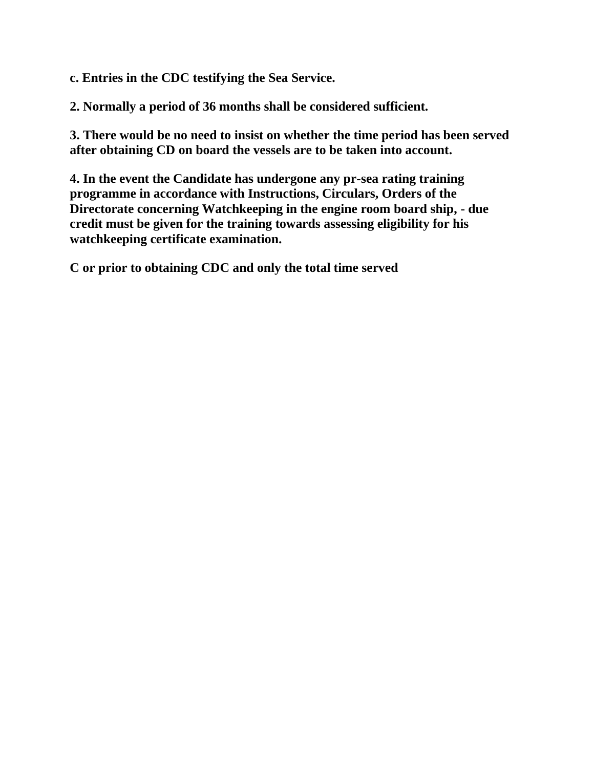**c. Entries in the CDC testifying the Sea Service.**

**2. Normally a period of 36 months shall be considered sufficient.**

**3. There would be no need to insist on whether the time period has been served after obtaining CD on board the vessels are to be taken into account.**

**4. In the event the Candidate has undergone any pr-sea rating training programme in accordance with Instructions, Circulars, Orders of the Directorate concerning Watchkeeping in the engine room board ship, - due credit must be given for the training towards assessing eligibility for his watchkeeping certificate examination.**

**C or prior to obtaining CDC and only the total time served**